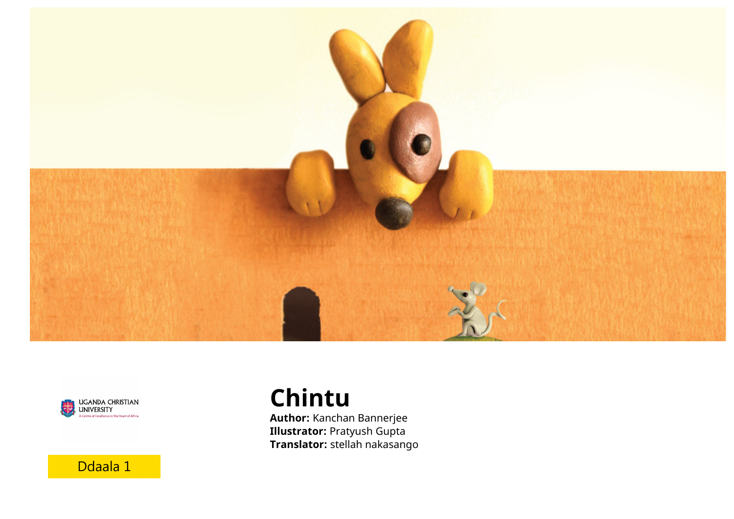# Chintu

**Author:** Kanchan Bannerjee
**Illustrator:** Pratyush Gupta
**Translator:** stellah nakasango

UGANDA CHRISTIAN UNIVERSITY
A Centre of Excellence in the Heart of Africa

Ddaala 1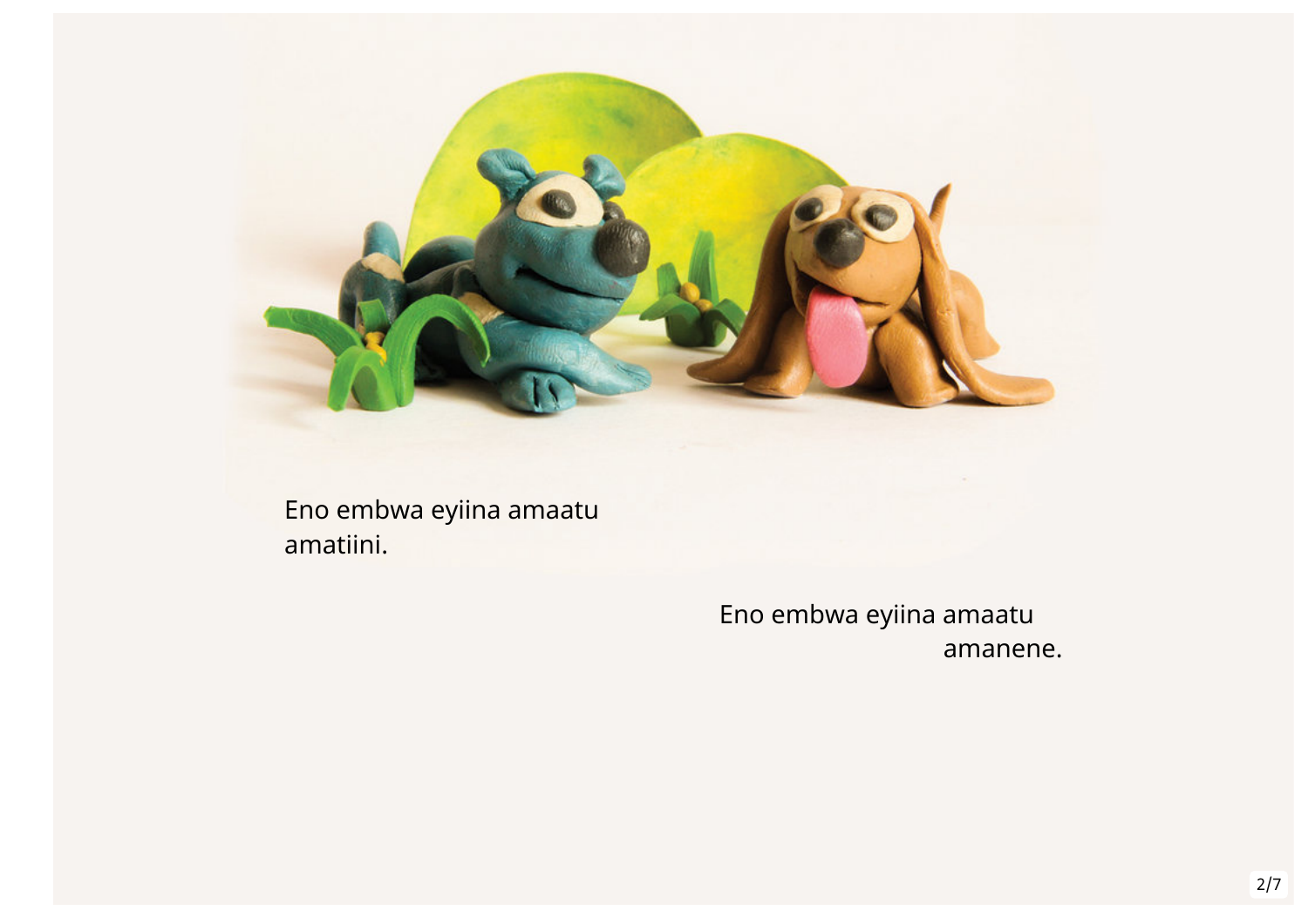Eno embwa eyiina amaatu amatiini.

Eno embwa eyiina amaatu amanene.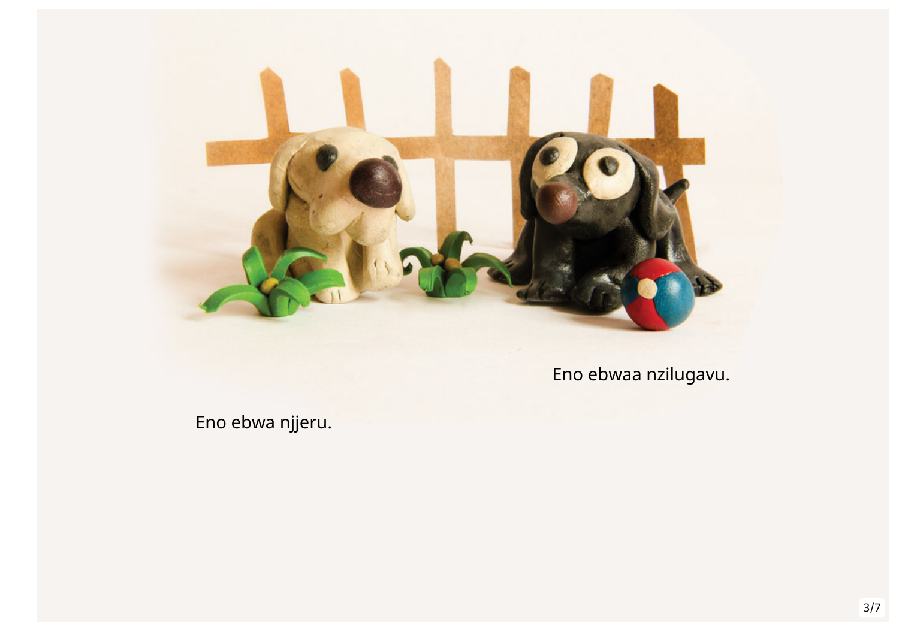Eno ebwaa nzilugavu.

Eno ebwa njjeru.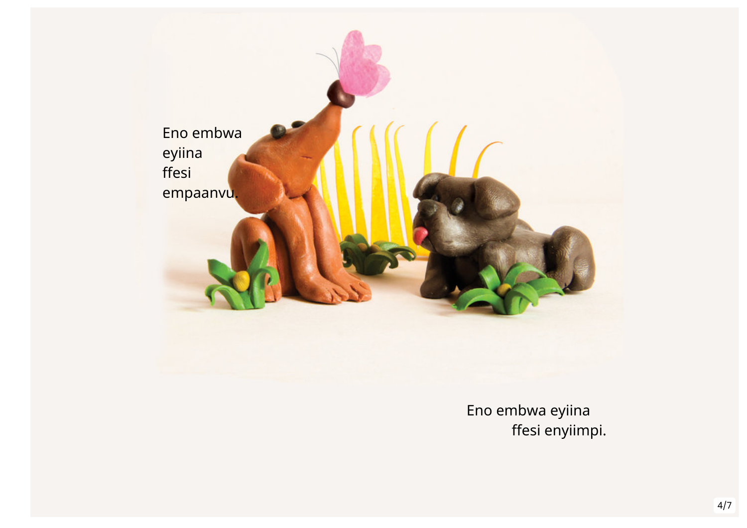Eno embwa eyiina ffesi empaanvu.

Eno embwa eyiina ffesi enyiimpi.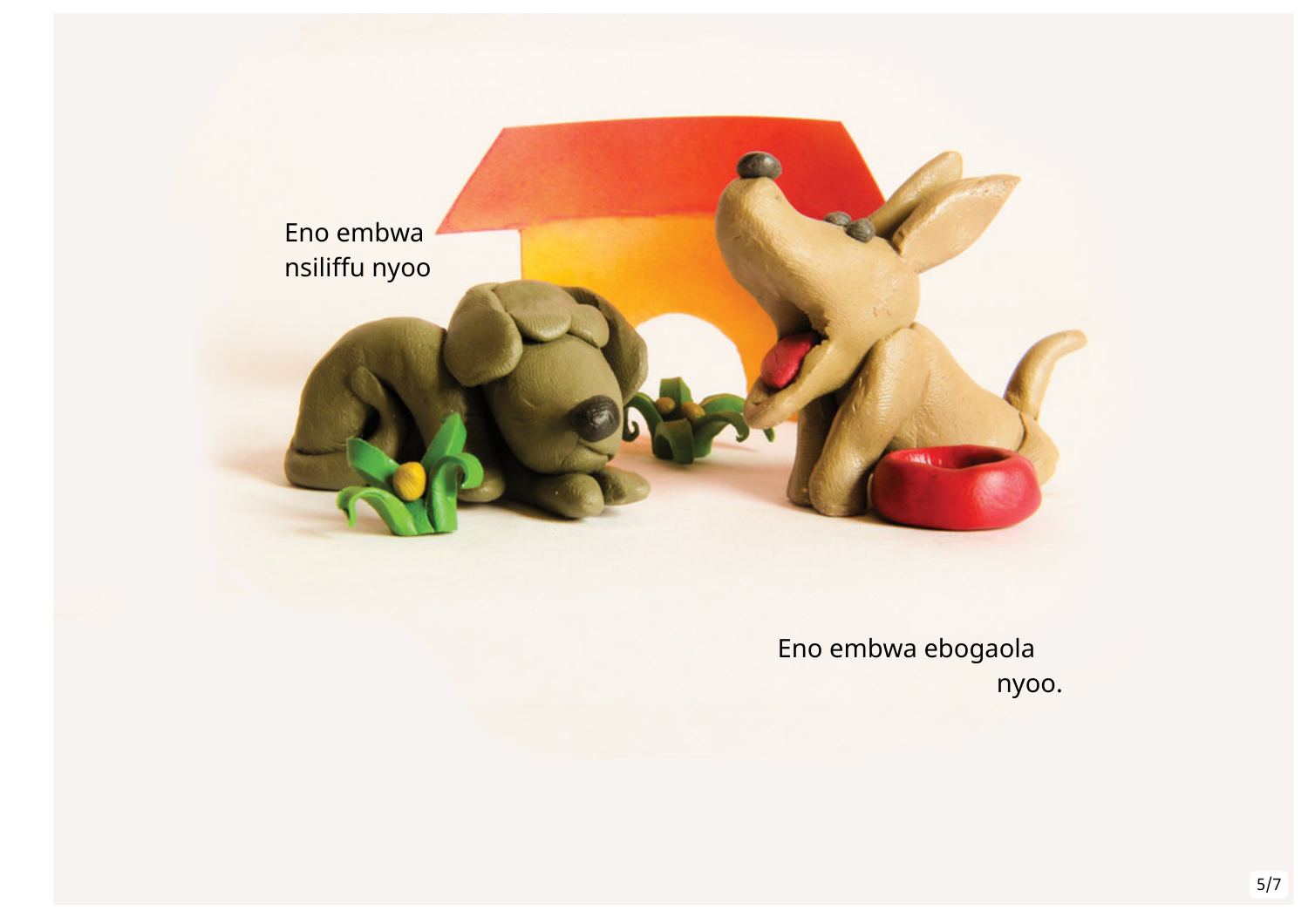Eno embwa nsiliffu nyoo

Eno embwa ebogaola nyoo.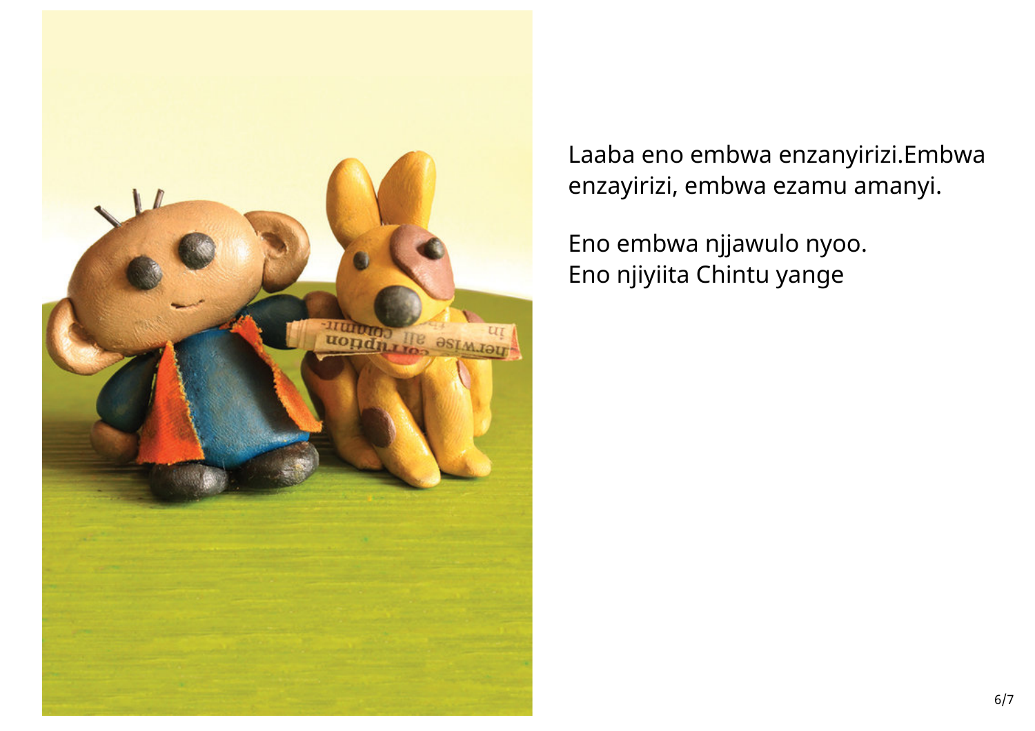Laaba eno embwa enzanyirizi.Embwa enzayirizi, embwa ezamu amanyi.

Eno embwa njjawulo nyoo.
Eno njiyiita Chintu yange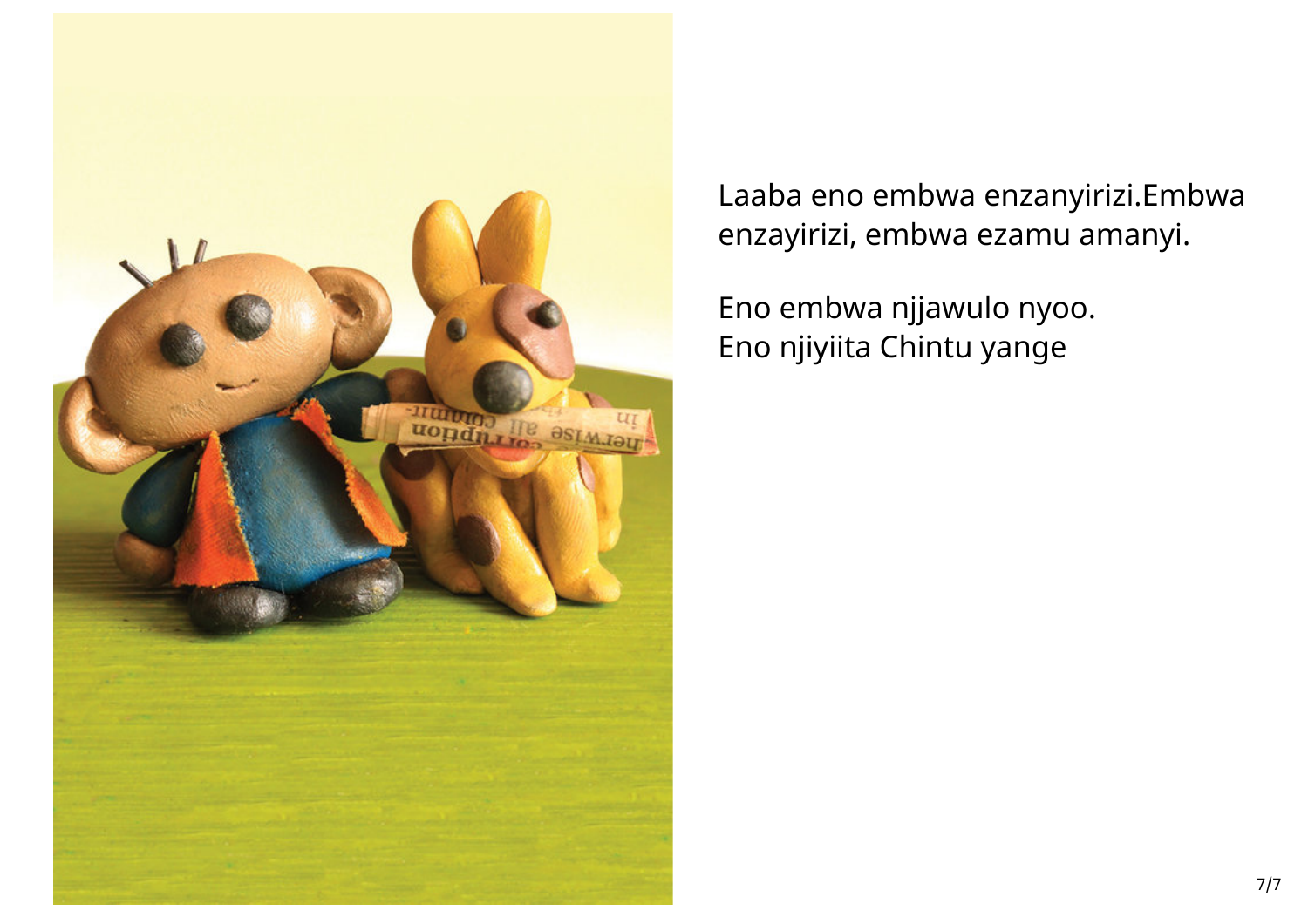Laaba eno embwa enzanyirizi.Embwa enzayirizi, embwa ezamu amanyi.

Eno embwa njjawulo nyoo.
Eno njiyiita Chintu yange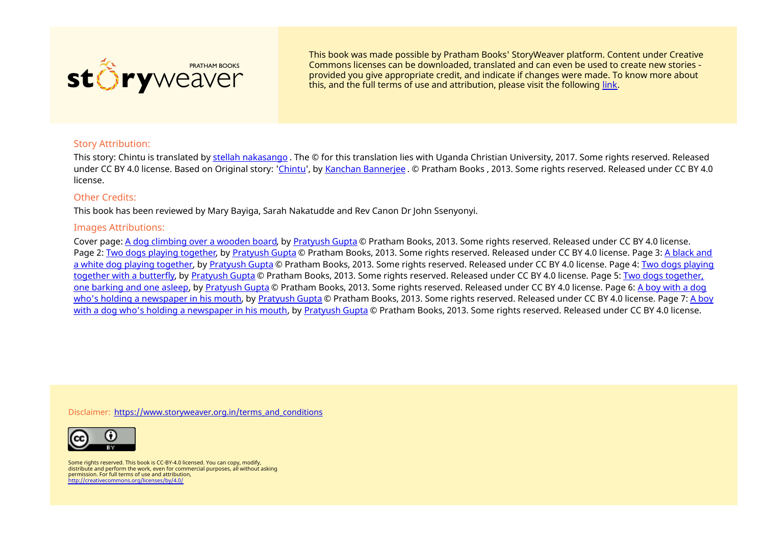storyweaver PRATHAM BOOKS

This book was made possible by Pratham Books' StoryWeaver platform. Content under Creative Commons licenses can be downloaded, translated and can even be used to create new stories - provided you give appropriate credit, and indicate if changes were made. To know more about this, and the full terms of use and attribution, please visit the following link.

### Story Attribution:

This story: Chintu is translated by stellah nakasango . The © for this translation lies with Uganda Christian University, 2017. Some rights reserved. Released under CC BY 4.0 license. Based on Original story: 'Chintu', by Kanchan Bannerjee . © Pratham Books , 2013. Some rights reserved. Released under CC BY 4.0 license.

### Other Credits:

This book has been reviewed by Mary Bayiga, Sarah Nakatudde and Rev Canon Dr John Ssenyonyi.

### Images Attributions:

Cover page: A dog climbing over a wooden board, by Pratyush Gupta © Pratham Books, 2013. Some rights reserved. Released under CC BY 4.0 license. Page 2: Two dogs playing together, by Pratyush Gupta © Pratham Books, 2013. Some rights reserved. Released under CC BY 4.0 license. Page 3: A black and a white dog playing together, by Pratyush Gupta © Pratham Books, 2013. Some rights reserved. Released under CC BY 4.0 license. Page 4: Two dogs playing together with a butterfly, by Pratyush Gupta © Pratham Books, 2013. Some rights reserved. Released under CC BY 4.0 license. Page 5: Two dogs together, one barking and one asleep, by Pratyush Gupta © Pratham Books, 2013. Some rights reserved. Released under CC BY 4.0 license. Page 6: A boy with a dog who's holding a newspaper in his mouth, by Pratyush Gupta © Pratham Books, 2013. Some rights reserved. Released under CC BY 4.0 license. Page 7: A boy with a dog who's holding a newspaper in his mouth, by Pratyush Gupta © Pratham Books, 2013. Some rights reserved. Released under CC BY 4.0 license.

Disclaimer: https://www.storyweaver.org.in/terms_and_conditions

Some rights reserved. This book is CC-BY-4.0 licensed. You can copy, modify, distribute and perform the work, even for commercial purposes, all without asking permission. For full terms of use and attribution, http://creativecommons.org/licenses/by/4.0/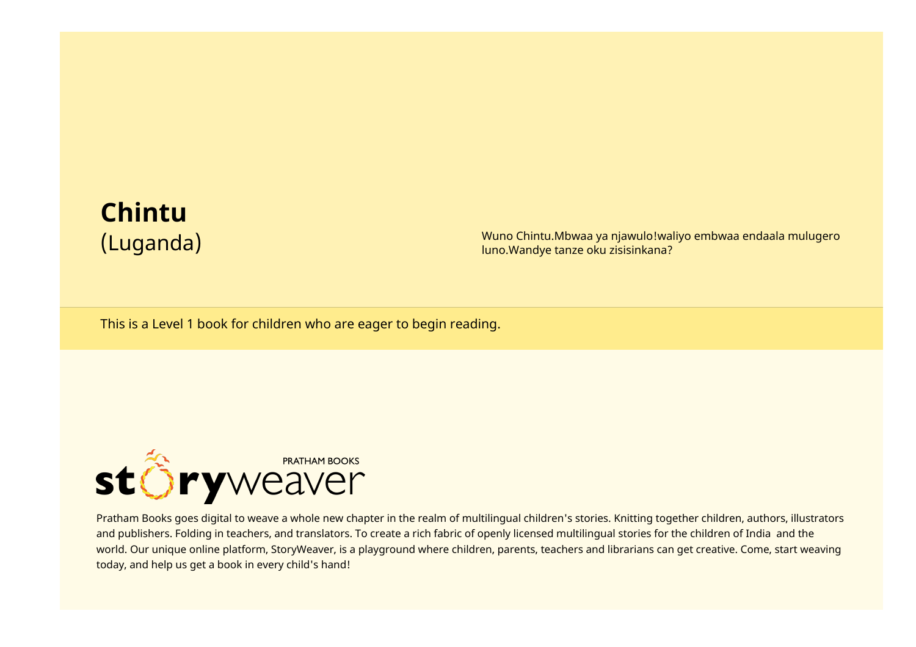**Chintu**
(Luganda)

Wuno Chintu.Mbwaa ya njawulo!waliyo embwaa endaala mulugero luno.Wandye tanze oku zisisinkana?

This is a Level 1 book for children who are eager to begin reading.

storyweaver PRATHAM BOOKS

Pratham Books goes digital to weave a whole new chapter in the realm of multilingual children's stories. Knitting together children, authors, illustrators and publishers. Folding in teachers, and translators. To create a rich fabric of openly licensed multilingual stories for the children of India and the world. Our unique online platform, StoryWeaver, is a playground where children, parents, teachers and librarians can get creative. Come, start weaving today, and help us get a book in every child's hand!